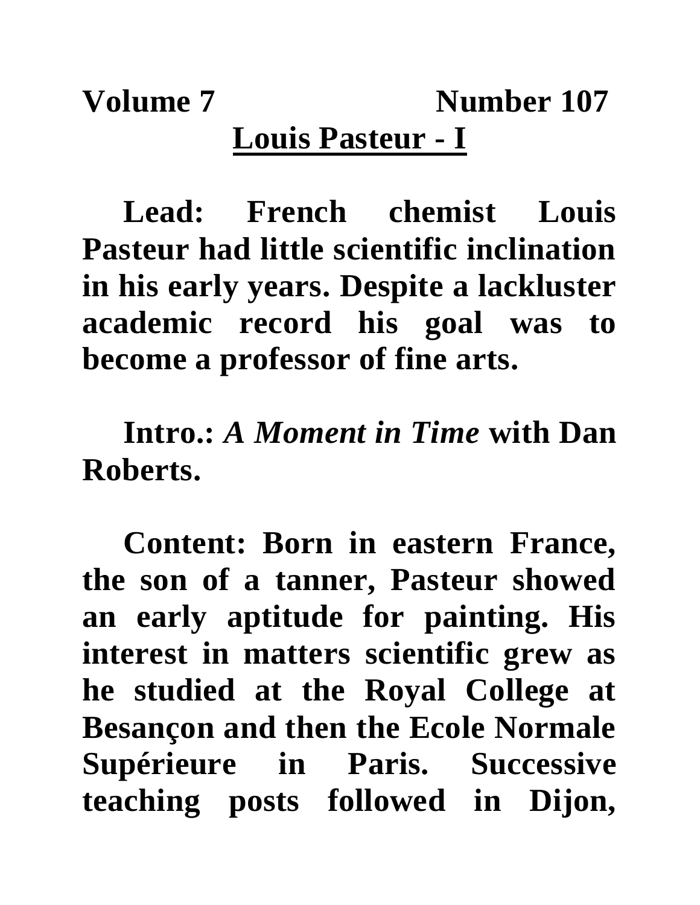**Volume 7 Number 107**

# Louis Pasteur - I

**Lead: French chemist Louis Pasteur had little scientific inclination in his early years. Despite a lackluster academic record his goal was to become a professor of fine arts.**

**Intro.: *A Moment in Time* with Dan Roberts.**

**Content: Born in eastern France, the son of a tanner, Pasteur showed an early aptitude for painting. His interest in matters scientific grew as he studied at the Royal College at Besançon and then the Ecole Normale Supérieure in Paris. Successive teaching posts followed in Dijon,**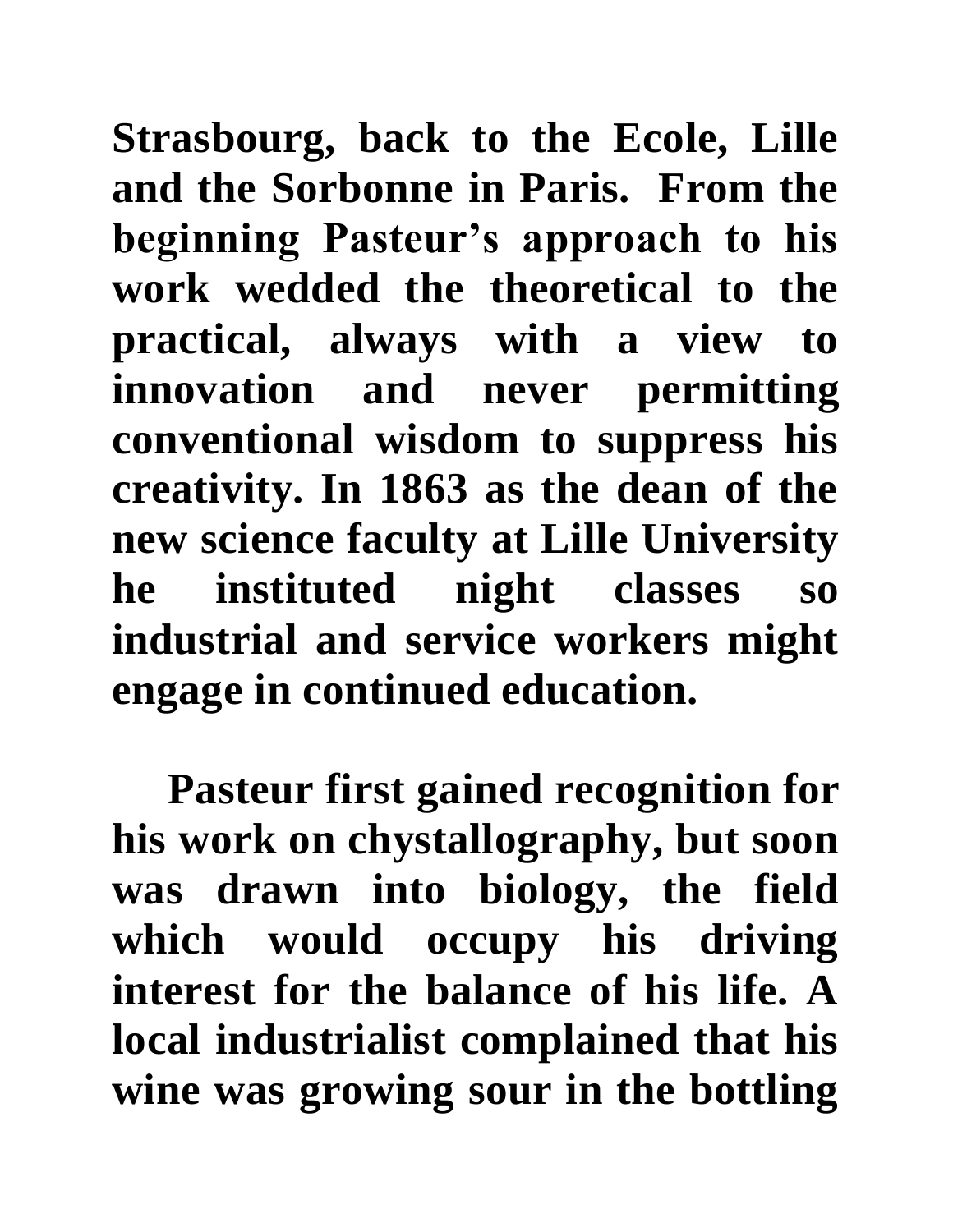Strasbourg, back to the Ecole, Lille and the Sorbonne in Paris. From the beginning Pasteur's approach to his work wedded the theoretical to the practical, always with a view to innovation and never permitting conventional wisdom to suppress his creativity. In 1863 as the dean of the new science faculty at Lille University he instituted night classes so industrial and service workers might engage in continued education.

Pasteur first gained recognition for his work on chystallography, but soon was drawn into biology, the field which would occupy his driving interest for the balance of his life. A local industrialist complained that his wine was growing sour in the bottling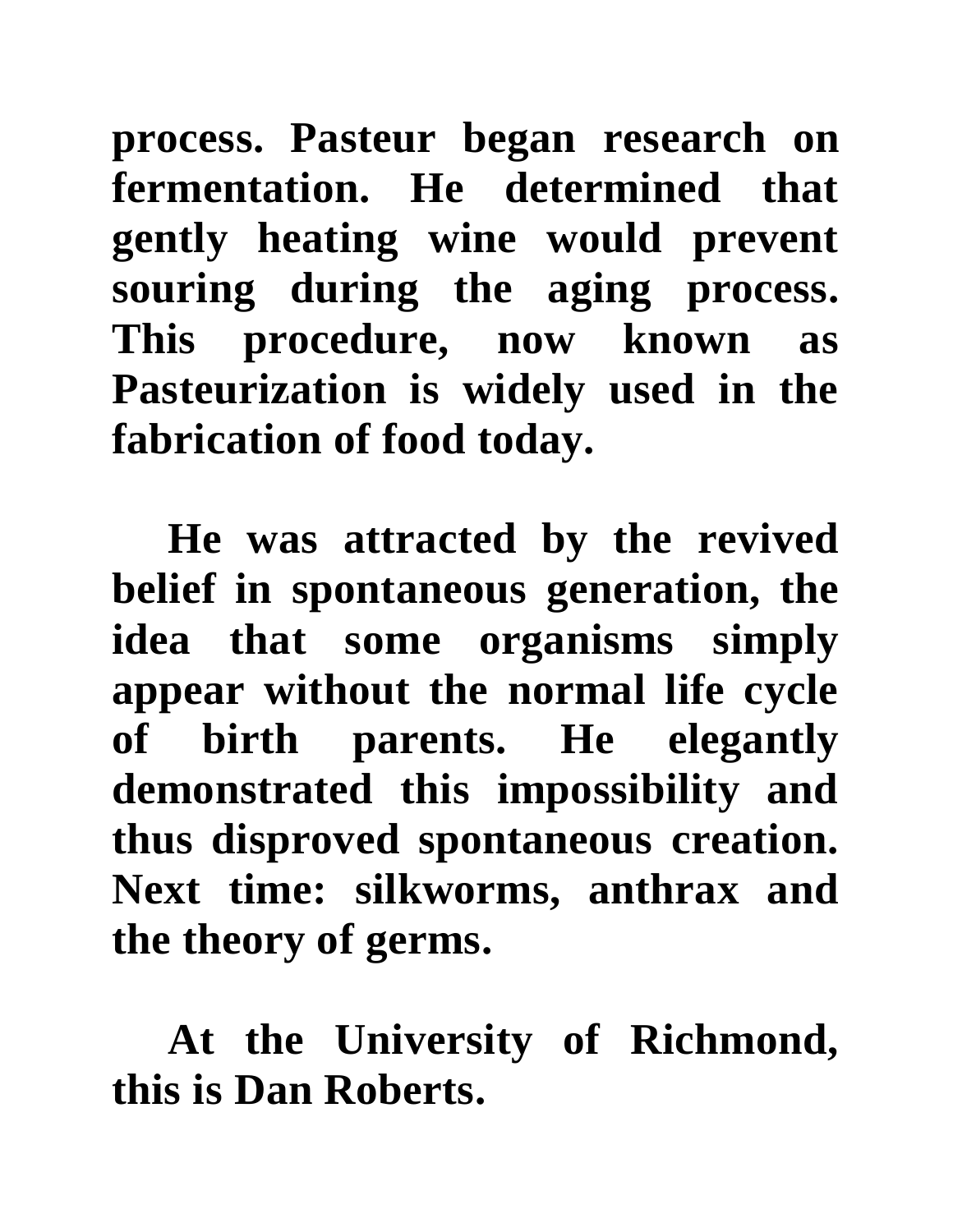**process. Pasteur began research on fermentation. He determined that gently heating wine would prevent souring during the aging process. This procedure, now known as Pasteurization is widely used in the fabrication of food today.**

**He was attracted by the revived belief in spontaneous generation, the idea that some organisms simply appear without the normal life cycle of birth parents. He elegantly demonstrated this impossibility and thus disproved spontaneous creation. Next time: silkworms, anthrax and the theory of germs.**

**At the University of Richmond, this is Dan Roberts.**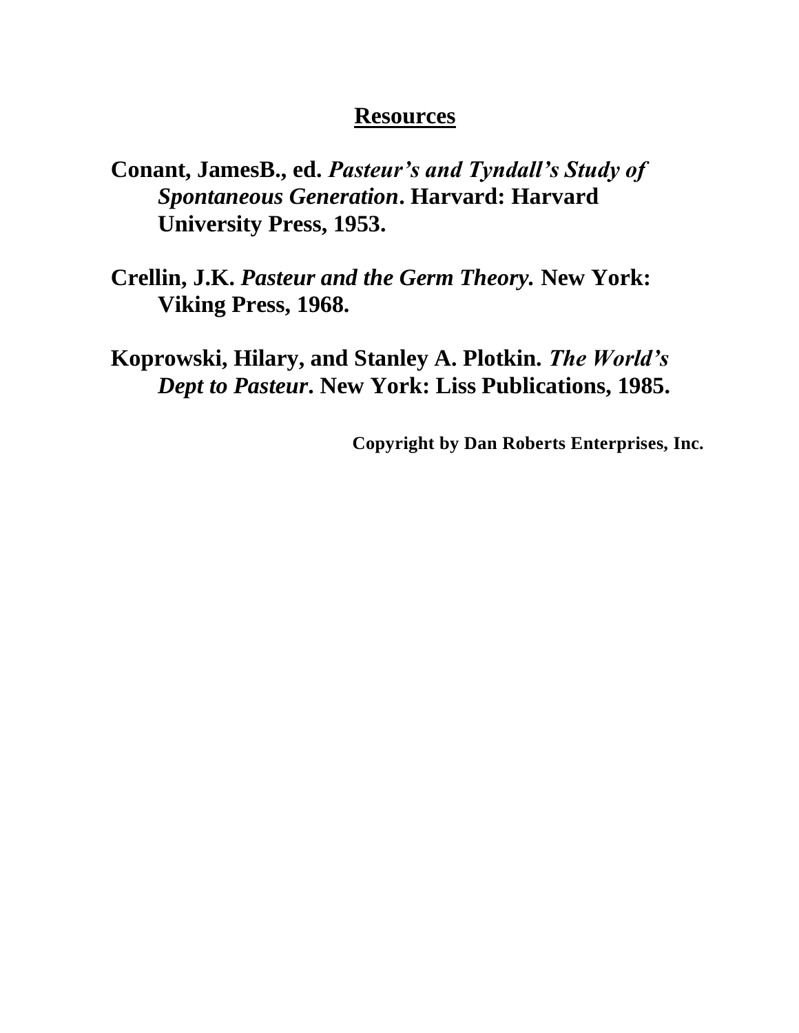## Resources

**Conant, JamesB., ed.** ***Pasteur's and Tyndall's Study of Spontaneous Generation*****. Harvard: Harvard University Press, 1953.**

**Crellin, J.K.** ***Pasteur and the Germ Theory.*** **New York: Viking Press, 1968.**

**Koprowski, Hilary, and Stanley A. Plotkin.** ***The World's Dept to Pasteur*****. New York: Liss Publications, 1985.**

**Copyright by Dan Roberts Enterprises, Inc.**